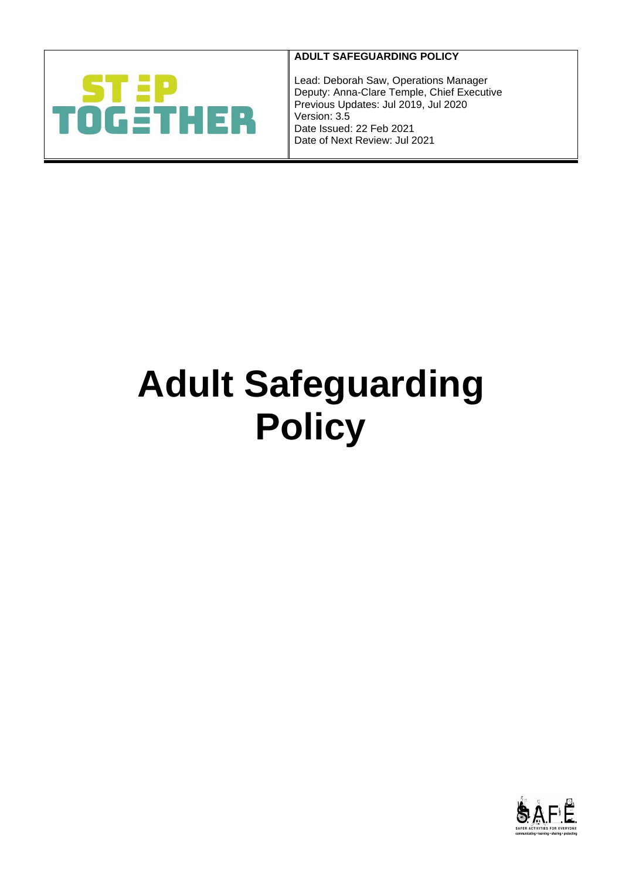| STEP TOGETHER | **ADULT SAFEGUARDING POLICY**<br><br>Lead: Deborah Saw, Operations Manager<br>Deputy: Anna-Clare Temple, Chief Executive<br>Previous Updates: Jul 2019, Jul 2020<br>Version: 3.5<br>Date Issued: 22 Feb 2021<br>Date of Next Review: Jul 2021 |
| --- | --- |

# Adult Safeguarding Policy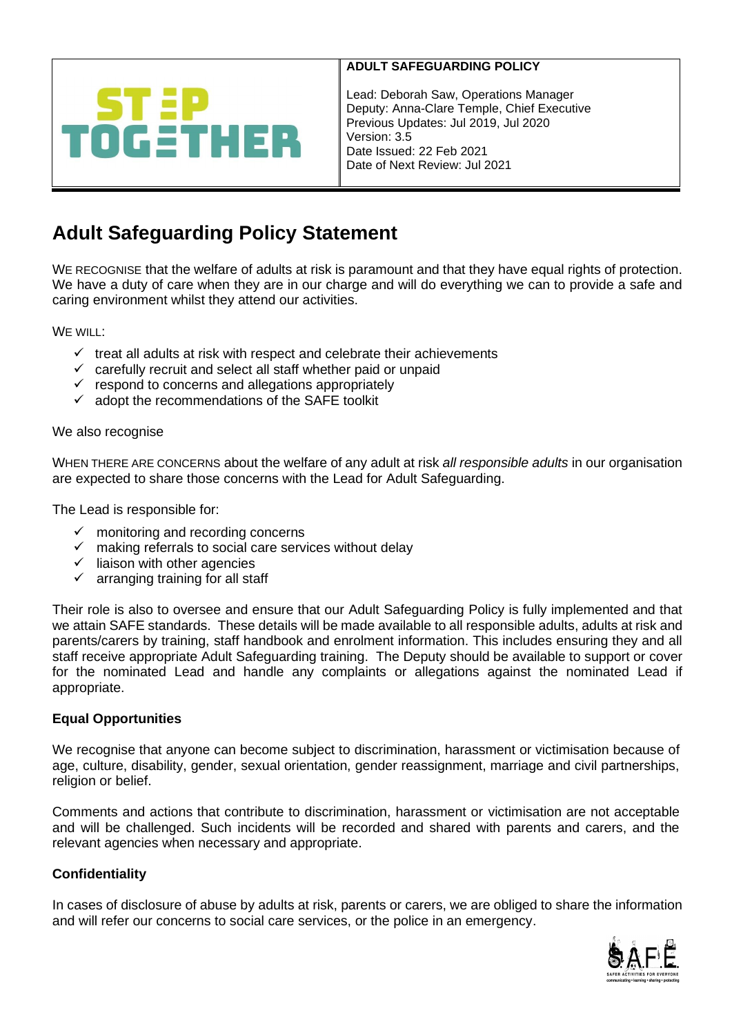| STEP TOGETHER | **ADULT SAFEGUARDING POLICY**<br><br>Lead: Deborah Saw, Operations Manager<br>Deputy: Anna-Clare Temple, Chief Executive<br>Previous Updates: Jul 2019, Jul 2020<br>Version: 3.5<br>Date Issued: 22 Feb 2021<br>Date of Next Review: Jul 2021 |
|---|---|

# Adult Safeguarding Policy Statement

WE RECOGNISE that the welfare of adults at risk is paramount and that they have equal rights of protection. We have a duty of care when they are in our charge and will do everything we can to provide a safe and caring environment whilst they attend our activities.

WE WILL:

- ✓ treat all adults at risk with respect and celebrate their achievements
- ✓ carefully recruit and select all staff whether paid or unpaid
- ✓ respond to concerns and allegations appropriately
- ✓ adopt the recommendations of the SAFE toolkit

We also recognise

WHEN THERE ARE CONCERNS about the welfare of any adult at risk *all responsible adults* in our organisation are expected to share those concerns with the Lead for Adult Safeguarding.

The Lead is responsible for:

- ✓ monitoring and recording concerns
- ✓ making referrals to social care services without delay
- ✓ liaison with other agencies
- ✓ arranging training for all staff

Their role is also to oversee and ensure that our Adult Safeguarding Policy is fully implemented and that we attain SAFE standards. These details will be made available to all responsible adults, adults at risk and parents/carers by training, staff handbook and enrolment information. This includes ensuring they and all staff receive appropriate Adult Safeguarding training. The Deputy should be available to support or cover for the nominated Lead and handle any complaints or allegations against the nominated Lead if appropriate.

### Equal Opportunities

We recognise that anyone can become subject to discrimination, harassment or victimisation because of age, culture, disability, gender, sexual orientation, gender reassignment, marriage and civil partnerships, religion or belief.

Comments and actions that contribute to discrimination, harassment or victimisation are not acceptable and will be challenged. Such incidents will be recorded and shared with parents and carers, and the relevant agencies when necessary and appropriate.

### Confidentiality

In cases of disclosure of abuse by adults at risk, parents or carers, we are obliged to share the information and will refer our concerns to social care services, or the police in an emergency.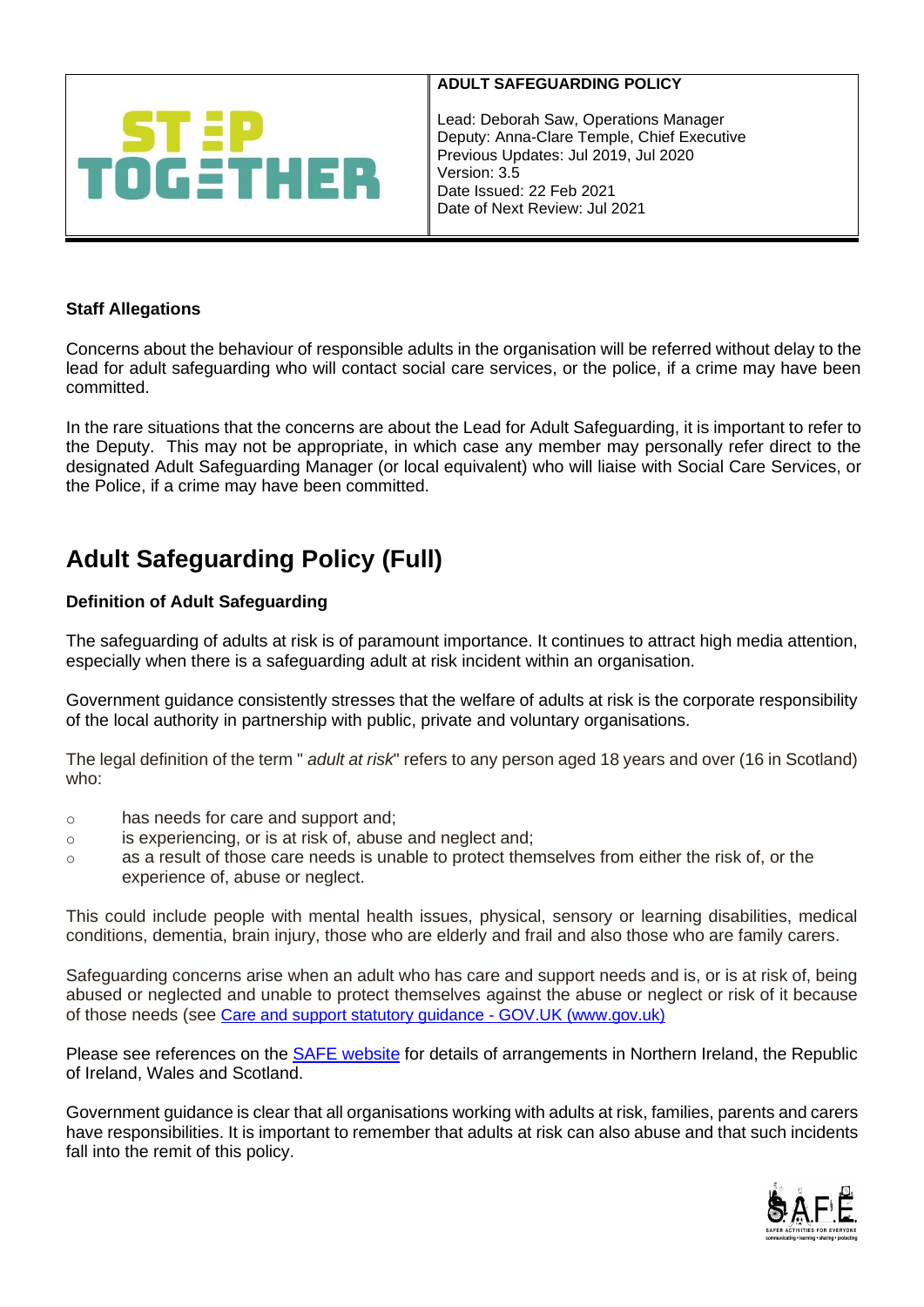| | **ADULT SAFEGUARDING POLICY** |
|---|---|
| STEP TOGETHER | Lead: Deborah Saw, Operations Manager<br>Deputy: Anna-Clare Temple, Chief Executive<br>Previous Updates: Jul 2019, Jul 2020<br>Version: 3.5<br>Date Issued: 22 Feb 2021<br>Date of Next Review: Jul 2021 |

**Staff Allegations**

Concerns about the behaviour of responsible adults in the organisation will be referred without delay to the lead for adult safeguarding who will contact social care services, or the police, if a crime may have been committed.

In the rare situations that the concerns are about the Lead for Adult Safeguarding, it is important to refer to the Deputy. This may not be appropriate, in which case any member may personally refer direct to the designated Adult Safeguarding Manager (or local equivalent) who will liaise with Social Care Services, or the Police, if a crime may have been committed.

# Adult Safeguarding Policy (Full)

**Definition of Adult Safeguarding**

The safeguarding of adults at risk is of paramount importance. It continues to attract high media attention, especially when there is a safeguarding adult at risk incident within an organisation.

Government guidance consistently stresses that the welfare of adults at risk is the corporate responsibility of the local authority in partnership with public, private and voluntary organisations.

The legal definition of the term " *adult at risk*" refers to any person aged 18 years and over (16 in Scotland) who:

- has needs for care and support and;
- is experiencing, or is at risk of, abuse and neglect and;
- as a result of those care needs is unable to protect themselves from either the risk of, or the experience of, abuse or neglect.

This could include people with mental health issues, physical, sensory or learning disabilities, medical conditions, dementia, brain injury, those who are elderly and frail and also those who are family carers.

Safeguarding concerns arise when an adult who has care and support needs and is, or is at risk of, being abused or neglected and unable to protect themselves against the abuse or neglect or risk of it because of those needs (see [Care and support statutory guidance - GOV.UK (www.gov.uk)]

Please see references on the [SAFE website] for details of arrangements in Northern Ireland, the Republic of Ireland, Wales and Scotland.

Government guidance is clear that all organisations working with adults at risk, families, parents and carers have responsibilities. It is important to remember that adults at risk can also abuse and that such incidents fall into the remit of this policy.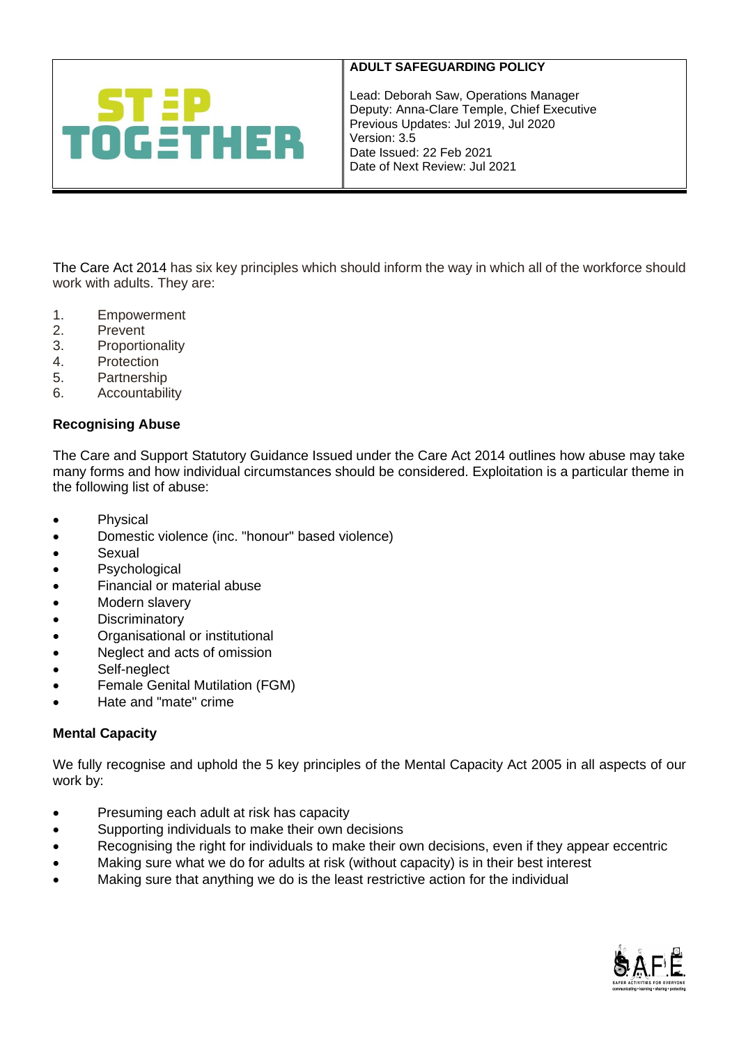| | **ADULT SAFEGUARDING POLICY** |
|---|---|
| STEP TOGETHER | Lead: Deborah Saw, Operations Manager<br>Deputy: Anna-Clare Temple, Chief Executive<br>Previous Updates: Jul 2019, Jul 2020<br>Version: 3.5<br>Date Issued: 22 Feb 2021<br>Date of Next Review: Jul 2021 |

The Care Act 2014 has six key principles which should inform the way in which all of the workforce should work with adults. They are:

1. Empowerment
2. Prevent
3. Proportionality
4. Protection
5. Partnership
6. Accountability

**Recognising Abuse**

The Care and Support Statutory Guidance Issued under the Care Act 2014 outlines how abuse may take many forms and how individual circumstances should be considered. Exploitation is a particular theme in the following list of abuse:

- Physical
- Domestic violence (inc. "honour" based violence)
- Sexual
- Psychological
- Financial or material abuse
- Modern slavery
- Discriminatory
- Organisational or institutional
- Neglect and acts of omission
- Self-neglect
- Female Genital Mutilation (FGM)
- Hate and "mate" crime

**Mental Capacity**

We fully recognise and uphold the 5 key principles of the Mental Capacity Act 2005 in all aspects of our work by:

- Presuming each adult at risk has capacity
- Supporting individuals to make their own decisions
- Recognising the right for individuals to make their own decisions, even if they appear eccentric
- Making sure what we do for adults at risk (without capacity) is in their best interest
- Making sure that anything we do is the least restrictive action for the individual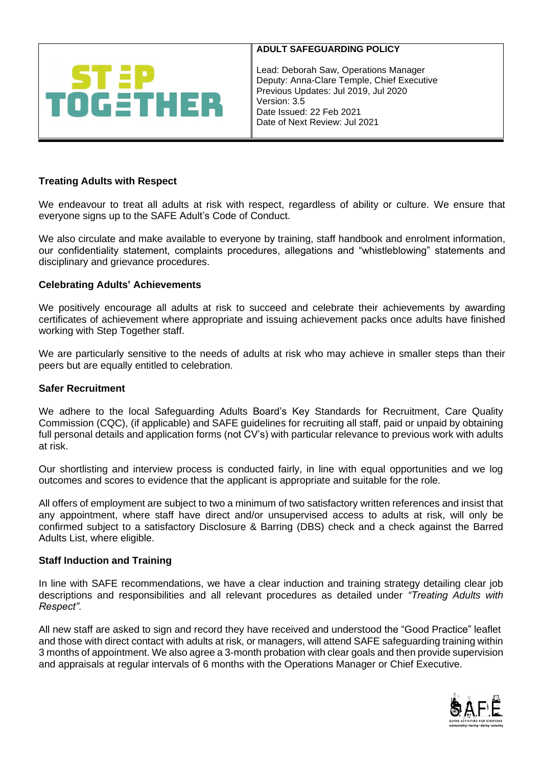| STEP TOGETHER | **ADULT SAFEGUARDING POLICY**<br><br>Lead: Deborah Saw, Operations Manager<br>Deputy: Anna-Clare Temple, Chief Executive<br>Previous Updates: Jul 2019, Jul 2020<br>Version: 3.5<br>Date Issued: 22 Feb 2021<br>Date of Next Review: Jul 2021 |
|---|---|

### Treating Adults with Respect

We endeavour to treat all adults at risk with respect, regardless of ability or culture. We ensure that everyone signs up to the SAFE Adult's Code of Conduct.

We also circulate and make available to everyone by training, staff handbook and enrolment information, our confidentiality statement, complaints procedures, allegations and "whistleblowing" statements and disciplinary and grievance procedures.

### Celebrating Adults' Achievements

We positively encourage all adults at risk to succeed and celebrate their achievements by awarding certificates of achievement where appropriate and issuing achievement packs once adults have finished working with Step Together staff.

We are particularly sensitive to the needs of adults at risk who may achieve in smaller steps than their peers but are equally entitled to celebration.

### Safer Recruitment

We adhere to the local Safeguarding Adults Board's Key Standards for Recruitment, Care Quality Commission (CQC), (if applicable) and SAFE guidelines for recruiting all staff, paid or unpaid by obtaining full personal details and application forms (not CV's) with particular relevance to previous work with adults at risk.

Our shortlisting and interview process is conducted fairly, in line with equal opportunities and we log outcomes and scores to evidence that the applicant is appropriate and suitable for the role.

All offers of employment are subject to two a minimum of two satisfactory written references and insist that any appointment, where staff have direct and/or unsupervised access to adults at risk, will only be confirmed subject to a satisfactory Disclosure & Barring (DBS) check and a check against the Barred Adults List, where eligible.

### Staff Induction and Training

In line with SAFE recommendations, we have a clear induction and training strategy detailing clear job descriptions and responsibilities and all relevant procedures as detailed under *"Treating Adults with Respect"*.

All new staff are asked to sign and record they have received and understood the "Good Practice" leaflet and those with direct contact with adults at risk, or managers, will attend SAFE safeguarding training within 3 months of appointment. We also agree a 3-month probation with clear goals and then provide supervision and appraisals at regular intervals of 6 months with the Operations Manager or Chief Executive.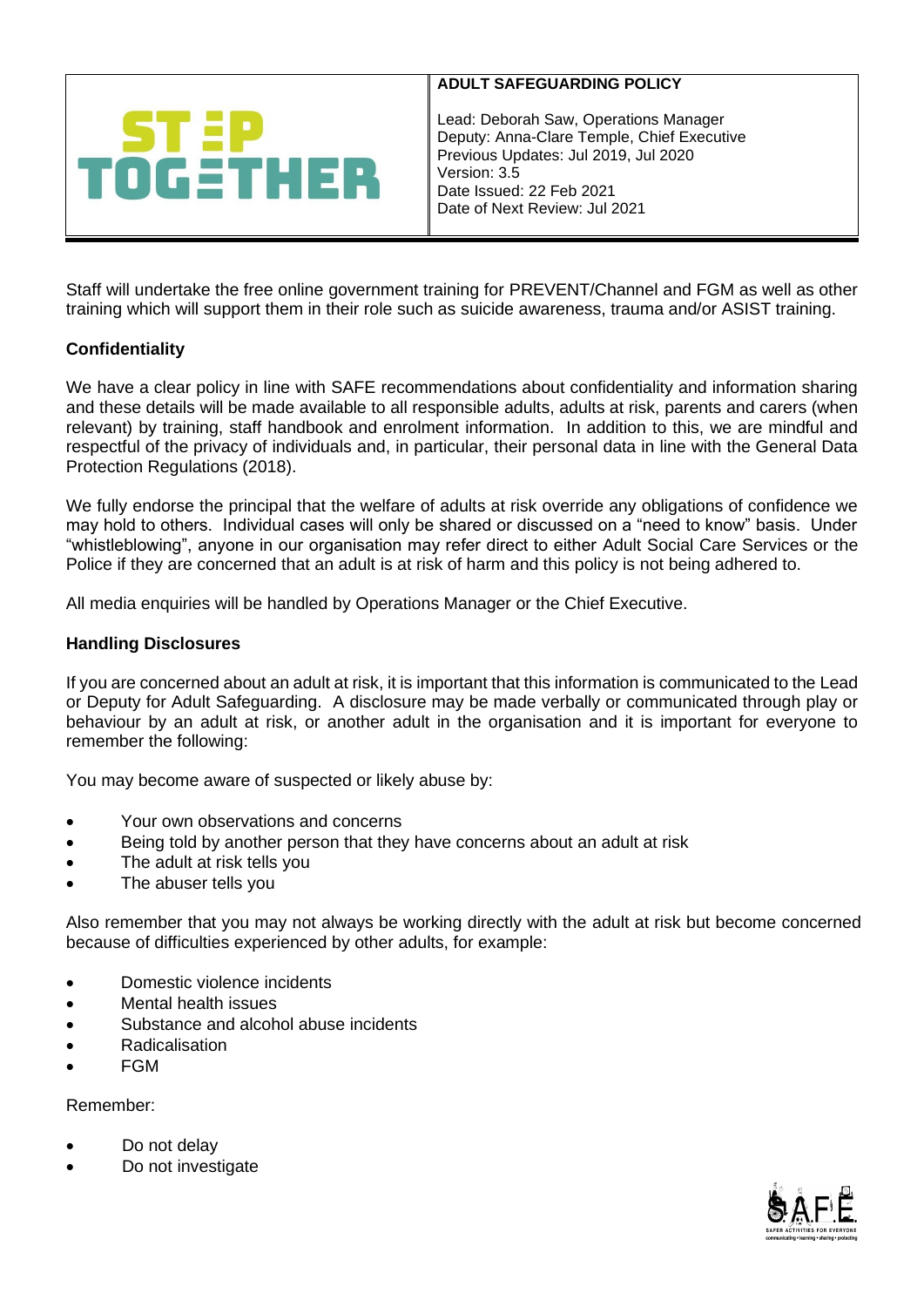Staff will undertake the free online government training for PREVENT/Channel and FGM as well as other training which will support them in their role such as suicide awareness, trauma and/or ASIST training.

**Confidentiality**

We have a clear policy in line with SAFE recommendations about confidentiality and information sharing and these details will be made available to all responsible adults, adults at risk, parents and carers (when relevant) by training, staff handbook and enrolment information. In addition to this, we are mindful and respectful of the privacy of individuals and, in particular, their personal data in line with the General Data Protection Regulations (2018).

We fully endorse the principal that the welfare of adults at risk override any obligations of confidence we may hold to others. Individual cases will only be shared or discussed on a "need to know" basis. Under "whistleblowing", anyone in our organisation may refer direct to either Adult Social Care Services or the Police if they are concerned that an adult is at risk of harm and this policy is not being adhered to.

All media enquiries will be handled by Operations Manager or the Chief Executive.

**Handling Disclosures**

If you are concerned about an adult at risk, it is important that this information is communicated to the Lead or Deputy for Adult Safeguarding. A disclosure may be made verbally or communicated through play or behaviour by an adult at risk, or another adult in the organisation and it is important for everyone to remember the following:

You may become aware of suspected or likely abuse by:

- Your own observations and concerns
- Being told by another person that they have concerns about an adult at risk
- The adult at risk tells you
- The abuser tells you

Also remember that you may not always be working directly with the adult at risk but become concerned because of difficulties experienced by other adults, for example:

- Domestic violence incidents
- Mental health issues
- Substance and alcohol abuse incidents
- Radicalisation
- FGM

Remember:

- Do not delay
- Do not investigate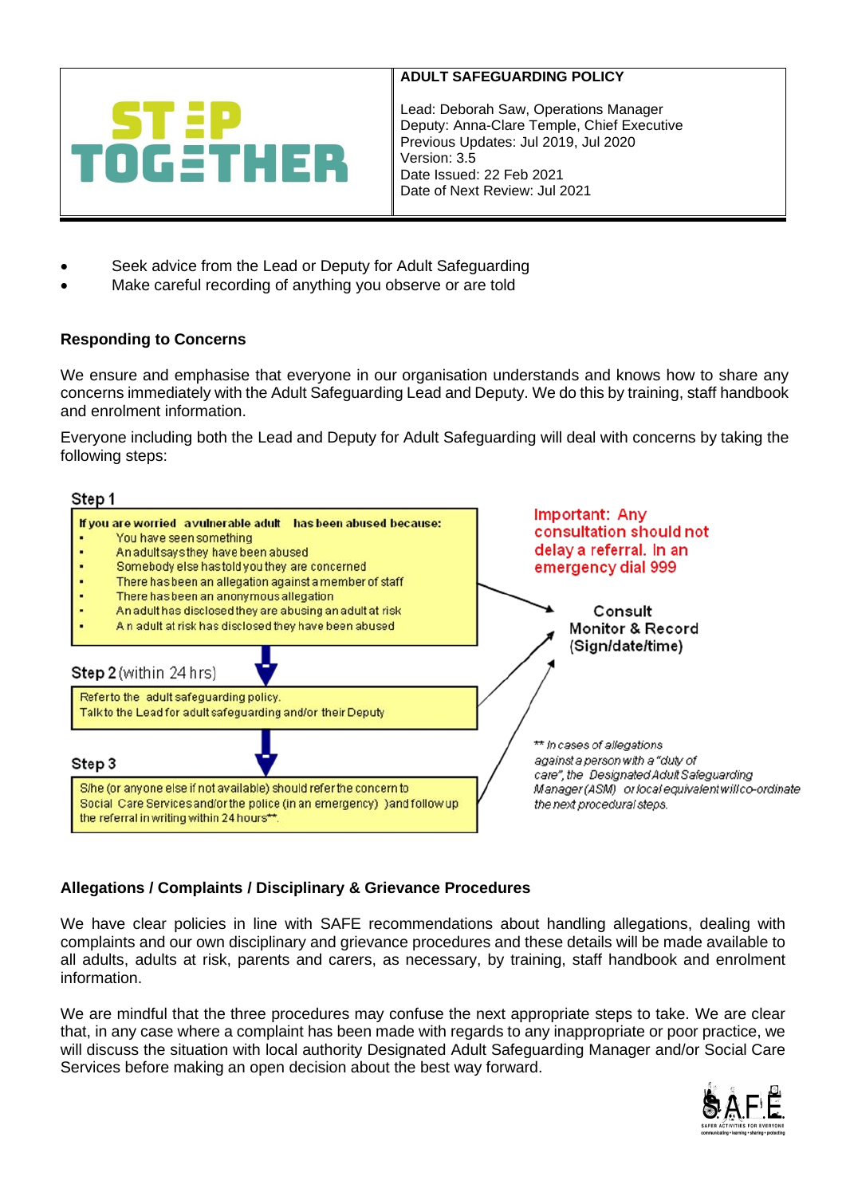- Seek advice from the Lead or Deputy for Adult Safeguarding
- Make careful recording of anything you observe or are told

**Responding to Concerns**

We ensure and emphasise that everyone in our organisation understands and knows how to share any concerns immediately with the Adult Safeguarding Lead and Deputy. We do this by training, staff handbook and enrolment information.

Everyone including both the Lead and Deputy for Adult Safeguarding will deal with concerns by taking the following steps:

**Step 1**

**If you are worried a vulnerable adult has been abused because:**

- You have seen something
- An adult says they have been abused
- Somebody else has told you they are concerned
- There has been an allegation against a member of staff
- There has been an anonymous allegation
- An adult has disclosed they are abusing an adult at risk
- An adult at risk has disclosed they have been abused

**Step 2** (within 24 hrs)

Refer to the adult safeguarding policy.
Talk to the Lead for adult safeguarding and/or their Deputy

**Step 3**

S/he (or anyone else if not available) should refer the concern to Social Care Services and/or the police (in an emergency) )and follow up the referral in writing within 24 hours**.

Important: Any consultation should not delay a referral. In an emergency dial 999

**Consult**
**Monitor & Record**
**(Sign/date/time)**

*** In cases of allegations against a person with a "duty of care", the Designated Adult Safeguarding Manager (ASM) or local equivalent will co-ordinate the next procedural steps.*

**Allegations / Complaints / Disciplinary & Grievance Procedures**

We have clear policies in line with SAFE recommendations about handling allegations, dealing with complaints and our own disciplinary and grievance procedures and these details will be made available to all adults, adults at risk, parents and carers, as necessary, by training, staff handbook and enrolment information.

We are mindful that the three procedures may confuse the next appropriate steps to take. We are clear that, in any case where a complaint has been made with regards to any inappropriate or poor practice, we will discuss the situation with local authority Designated Adult Safeguarding Manager and/or Social Care Services before making an open decision about the best way forward.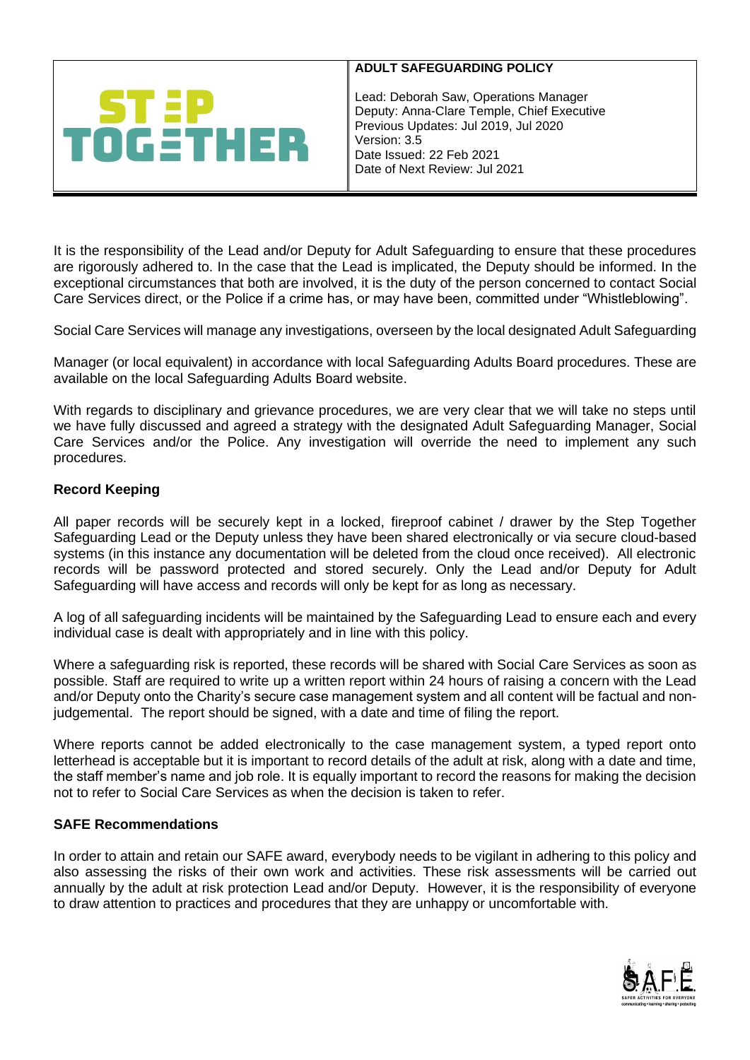It is the responsibility of the Lead and/or Deputy for Adult Safeguarding to ensure that these procedures are rigorously adhered to. In the case that the Lead is implicated, the Deputy should be informed. In the exceptional circumstances that both are involved, it is the duty of the person concerned to contact Social Care Services direct, or the Police if a crime has, or may have been, committed under "Whistleblowing".

Social Care Services will manage any investigations, overseen by the local designated Adult Safeguarding

Manager (or local equivalent) in accordance with local Safeguarding Adults Board procedures. These are available on the local Safeguarding Adults Board website.

With regards to disciplinary and grievance procedures, we are very clear that we will take no steps until we have fully discussed and agreed a strategy with the designated Adult Safeguarding Manager, Social Care Services and/or the Police. Any investigation will override the need to implement any such procedures.

### Record Keeping

All paper records will be securely kept in a locked, fireproof cabinet / drawer by the Step Together Safeguarding Lead or the Deputy unless they have been shared electronically or via secure cloud-based systems (in this instance any documentation will be deleted from the cloud once received). All electronic records will be password protected and stored securely. Only the Lead and/or Deputy for Adult Safeguarding will have access and records will only be kept for as long as necessary.

A log of all safeguarding incidents will be maintained by the Safeguarding Lead to ensure each and every individual case is dealt with appropriately and in line with this policy.

Where a safeguarding risk is reported, these records will be shared with Social Care Services as soon as possible. Staff are required to write up a written report within 24 hours of raising a concern with the Lead and/or Deputy onto the Charity's secure case management system and all content will be factual and non-judgemental. The report should be signed, with a date and time of filing the report.

Where reports cannot be added electronically to the case management system, a typed report onto letterhead is acceptable but it is important to record details of the adult at risk, along with a date and time, the staff member's name and job role. It is equally important to record the reasons for making the decision not to refer to Social Care Services as when the decision is taken to refer.

### SAFE Recommendations

In order to attain and retain our SAFE award, everybody needs to be vigilant in adhering to this policy and also assessing the risks of their own work and activities. These risk assessments will be carried out annually by the adult at risk protection Lead and/or Deputy. However, it is the responsibility of everyone to draw attention to practices and procedures that they are unhappy or uncomfortable with.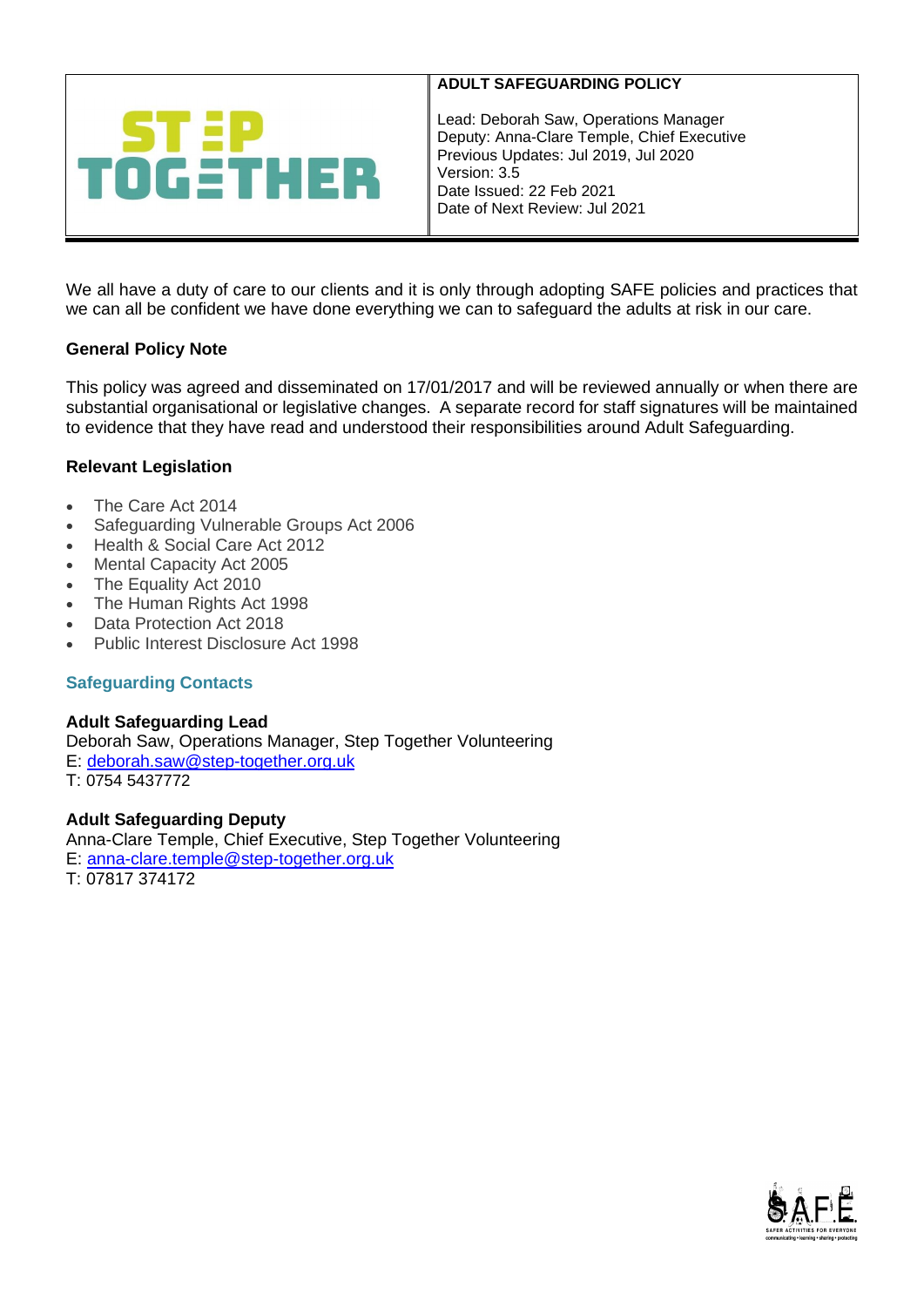| STEP TOGETHER | **ADULT SAFEGUARDING POLICY**<br><br>Lead: Deborah Saw, Operations Manager<br>Deputy: Anna-Clare Temple, Chief Executive<br>Previous Updates: Jul 2019, Jul 2020<br>Version: 3.5<br>Date Issued: 22 Feb 2021<br>Date of Next Review: Jul 2021 |
|---|---|

We all have a duty of care to our clients and it is only through adopting SAFE policies and practices that we can all be confident we have done everything we can to safeguard the adults at risk in our care.

**General Policy Note**

This policy was agreed and disseminated on 17/01/2017 and will be reviewed annually or when there are substantial organisational or legislative changes. A separate record for staff signatures will be maintained to evidence that they have read and understood their responsibilities around Adult Safeguarding.

**Relevant Legislation**

- The Care Act 2014
- Safeguarding Vulnerable Groups Act 2006
- Health & Social Care Act 2012
- Mental Capacity Act 2005
- The Equality Act 2010
- The Human Rights Act 1998
- Data Protection Act 2018
- Public Interest Disclosure Act 1998

## Safeguarding Contacts

**Adult Safeguarding Lead**
Deborah Saw, Operations Manager, Step Together Volunteering
E: deborah.saw@step-together.org.uk
T: 0754 5437772

**Adult Safeguarding Deputy**
Anna-Clare Temple, Chief Executive, Step Together Volunteering
E: anna-clare.temple@step-together.org.uk
T: 07817 374172

SAFE
SAFER ACTIVITIES FOR EVERYONE
communicating • learning • sharing • protecting